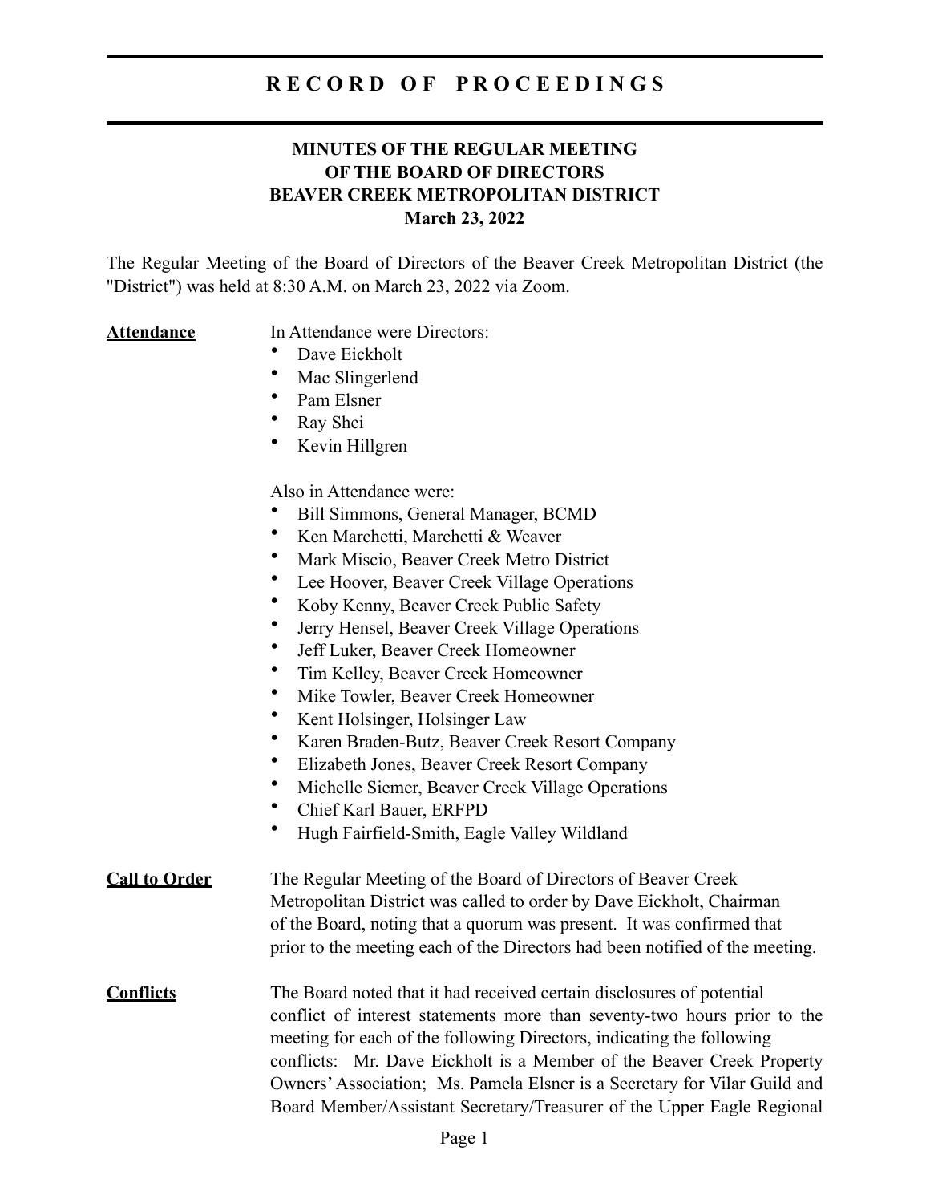# RECORD OF PROCEEDINGS

## MINUTES OF THE REGULAR MEETING OF THE BOARD OF DIRECTORS BEAVER CREEK METROPOLITAN DISTRICT March 23, 2022

The Regular Meeting of the Board of Directors of the Beaver Creek Metropolitan District (the "District") was held at 8:30 A.M. on March 23, 2022 via Zoom.

**Attendance**

In Attendance were Directors:

- Dave Eickholt
- Mac Slingerlend
- Pam Elsner
- Ray Shei
- Kevin Hillgren

Also in Attendance were:

- Bill Simmons, General Manager, BCMD
- Ken Marchetti, Marchetti & Weaver
- Mark Miscio, Beaver Creek Metro District
- Lee Hoover, Beaver Creek Village Operations
- Koby Kenny, Beaver Creek Public Safety
- Jerry Hensel, Beaver Creek Village Operations
- Jeff Luker, Beaver Creek Homeowner
- Tim Kelley, Beaver Creek Homeowner
- Mike Towler, Beaver Creek Homeowner
- Kent Holsinger, Holsinger Law
- Karen Braden-Butz, Beaver Creek Resort Company
- Elizabeth Jones, Beaver Creek Resort Company
- Michelle Siemer, Beaver Creek Village Operations
- Chief Karl Bauer, ERFPD
- Hugh Fairfield-Smith, Eagle Valley Wildland

**Call to Order**

The Regular Meeting of the Board of Directors of Beaver Creek Metropolitan District was called to order by Dave Eickholt, Chairman of the Board, noting that a quorum was present. It was confirmed that prior to the meeting each of the Directors had been notified of the meeting.

**Conflicts**

The Board noted that it had received certain disclosures of potential conflict of interest statements more than seventy-two hours prior to the meeting for each of the following Directors, indicating the following conflicts: Mr. Dave Eickholt is a Member of the Beaver Creek Property Owners' Association; Ms. Pamela Elsner is a Secretary for Vilar Guild and Board Member/Assistant Secretary/Treasurer of the Upper Eagle Regional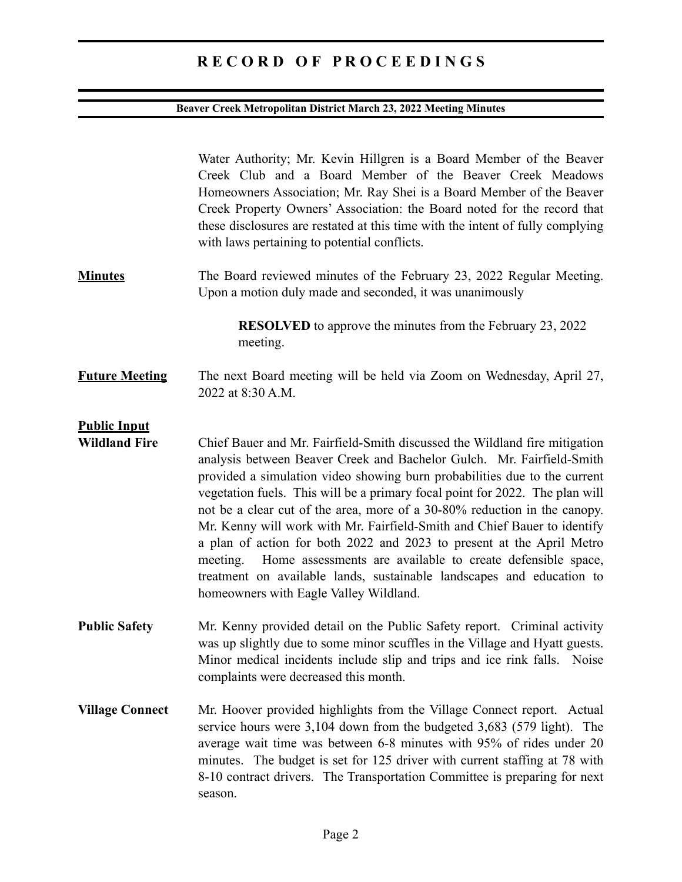Water Authority; Mr. Kevin Hillgren is a Board Member of the Beaver Creek Club and a Board Member of the Beaver Creek Meadows Homeowners Association; Mr. Ray Shei is a Board Member of the Beaver Creek Property Owners' Association: the Board noted for the record that these disclosures are restated at this time with the intent of fully complying with laws pertaining to potential conflicts.

**Minutes**

The Board reviewed minutes of the February 23, 2022 Regular Meeting. Upon a motion duly made and seconded, it was unanimously

> **RESOLVED** to approve the minutes from the February 23, 2022 meeting.

**Future Meeting**

The next Board meeting will be held via Zoom on Wednesday, April 27, 2022 at 8:30 A.M.

**Public Input**

**Wildland Fire**

Chief Bauer and Mr. Fairfield-Smith discussed the Wildland fire mitigation analysis between Beaver Creek and Bachelor Gulch. Mr. Fairfield-Smith provided a simulation video showing burn probabilities due to the current vegetation fuels. This will be a primary focal point for 2022. The plan will not be a clear cut of the area, more of a 30-80% reduction in the canopy. Mr. Kenny will work with Mr. Fairfield-Smith and Chief Bauer to identify a plan of action for both 2022 and 2023 to present at the April Metro meeting. Home assessments are available to create defensible space, treatment on available lands, sustainable landscapes and education to homeowners with Eagle Valley Wildland.

**Public Safety**

Mr. Kenny provided detail on the Public Safety report. Criminal activity was up slightly due to some minor scuffles in the Village and Hyatt guests. Minor medical incidents include slip and trips and ice rink falls. Noise complaints were decreased this month.

**Village Connect**

Mr. Hoover provided highlights from the Village Connect report. Actual service hours were 3,104 down from the budgeted 3,683 (579 light). The average wait time was between 6-8 minutes with 95% of rides under 20 minutes. The budget is set for 125 driver with current staffing at 78 with 8-10 contract drivers. The Transportation Committee is preparing for next season.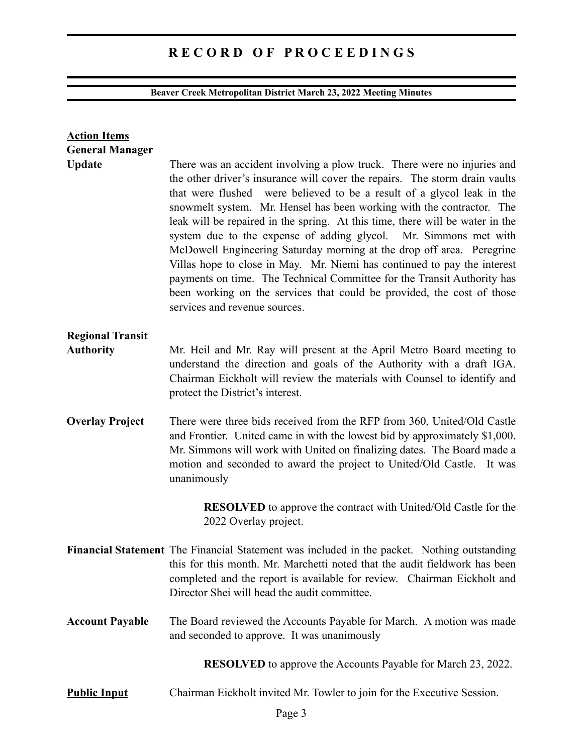**Action Items**

**General Manager Update**

There was an accident involving a plow truck. There were no injuries and the other driver's insurance will cover the repairs. The storm drain vaults that were flushed were believed to be a result of a glycol leak in the snowmelt system. Mr. Hensel has been working with the contractor. The leak will be repaired in the spring. At this time, there will be water in the system due to the expense of adding glycol. Mr. Simmons met with McDowell Engineering Saturday morning at the drop off area. Peregrine Villas hope to close in May. Mr. Niemi has continued to pay the interest payments on time. The Technical Committee for the Transit Authority has been working on the services that could be provided, the cost of those services and revenue sources.

**Regional Transit Authority**

Mr. Heil and Mr. Ray will present at the April Metro Board meeting to understand the direction and goals of the Authority with a draft IGA. Chairman Eickholt will review the materials with Counsel to identify and protect the District's interest.

**Overlay Project**

There were three bids received from the RFP from 360, United/Old Castle and Frontier. United came in with the lowest bid by approximately $1,000. Mr. Simmons will work with United on finalizing dates. The Board made a motion and seconded to award the project to United/Old Castle. It was unanimously

> **RESOLVED** to approve the contract with United/Old Castle for the 2022 Overlay project.

**Financial Statement**

The Financial Statement was included in the packet. Nothing outstanding this for this month. Mr. Marchetti noted that the audit fieldwork has been completed and the report is available for review. Chairman Eickholt and Director Shei will head the audit committee.

**Account Payable**

The Board reviewed the Accounts Payable for March. A motion was made and seconded to approve. It was unanimously

> **RESOLVED** to approve the Accounts Payable for March 23, 2022.

**Public Input**

Chairman Eickholt invited Mr. Towler to join for the Executive Session.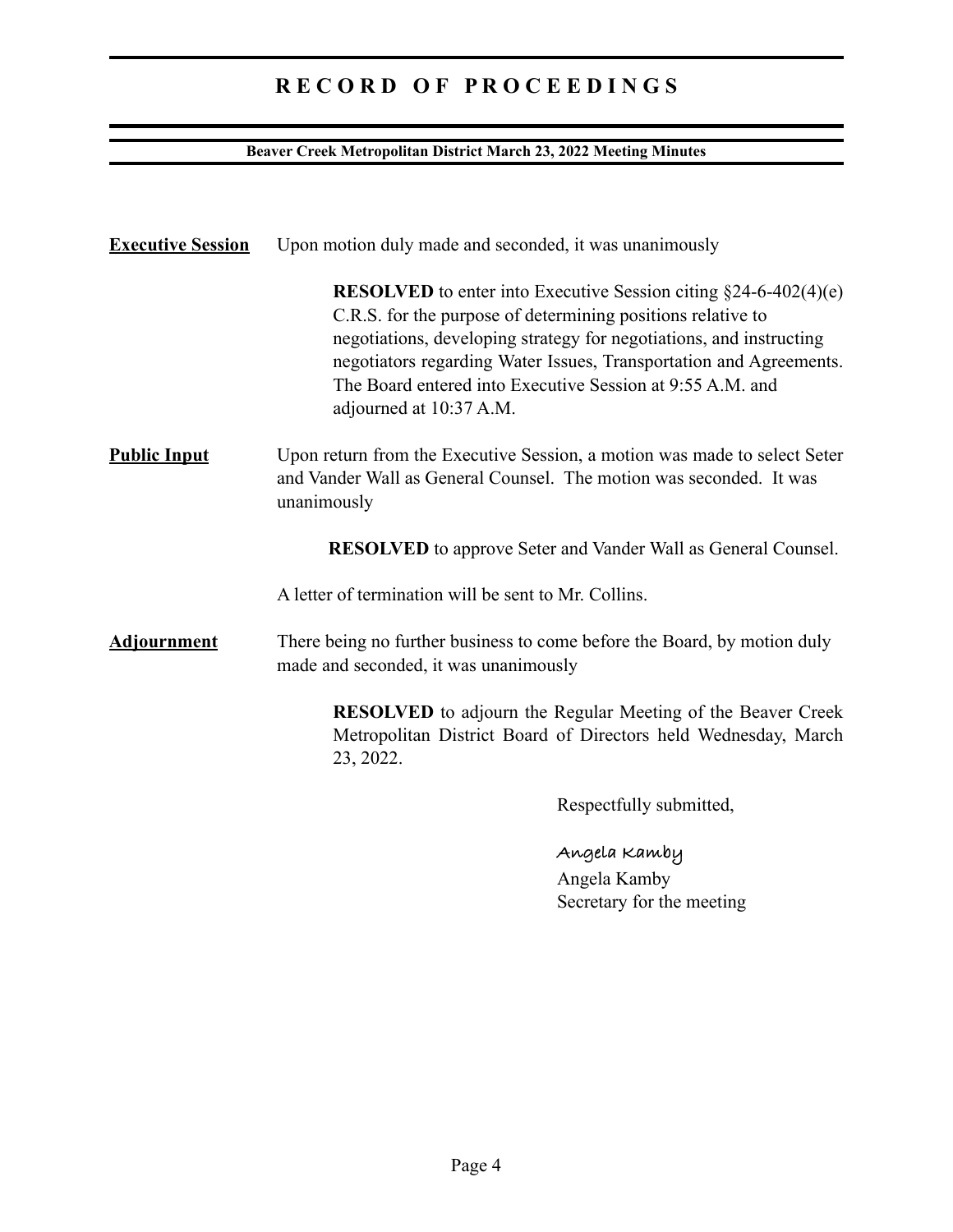# RECORD OF PROCEEDINGS

**Beaver Creek Metropolitan District March 23, 2022 Meeting Minutes**

**Executive Session**

Upon motion duly made and seconded, it was unanimously

> **RESOLVED** to enter into Executive Session citing §24-6-402(4)(e) C.R.S. for the purpose of determining positions relative to negotiations, developing strategy for negotiations, and instructing negotiators regarding Water Issues, Transportation and Agreements. The Board entered into Executive Session at 9:55 A.M. and adjourned at 10:37 A.M.

**Public Input**

Upon return from the Executive Session, a motion was made to select Seter and Vander Wall as General Counsel. The motion was seconded. It was unanimously

> **RESOLVED** to approve Seter and Vander Wall as General Counsel.

A letter of termination will be sent to Mr. Collins.

**Adjournment**

There being no further business to come before the Board, by motion duly made and seconded, it was unanimously

> **RESOLVED** to adjourn the Regular Meeting of the Beaver Creek Metropolitan District Board of Directors held Wednesday, March 23, 2022.

Respectfully submitted,

Angela Kamby

Angela Kamby
Secretary for the meeting